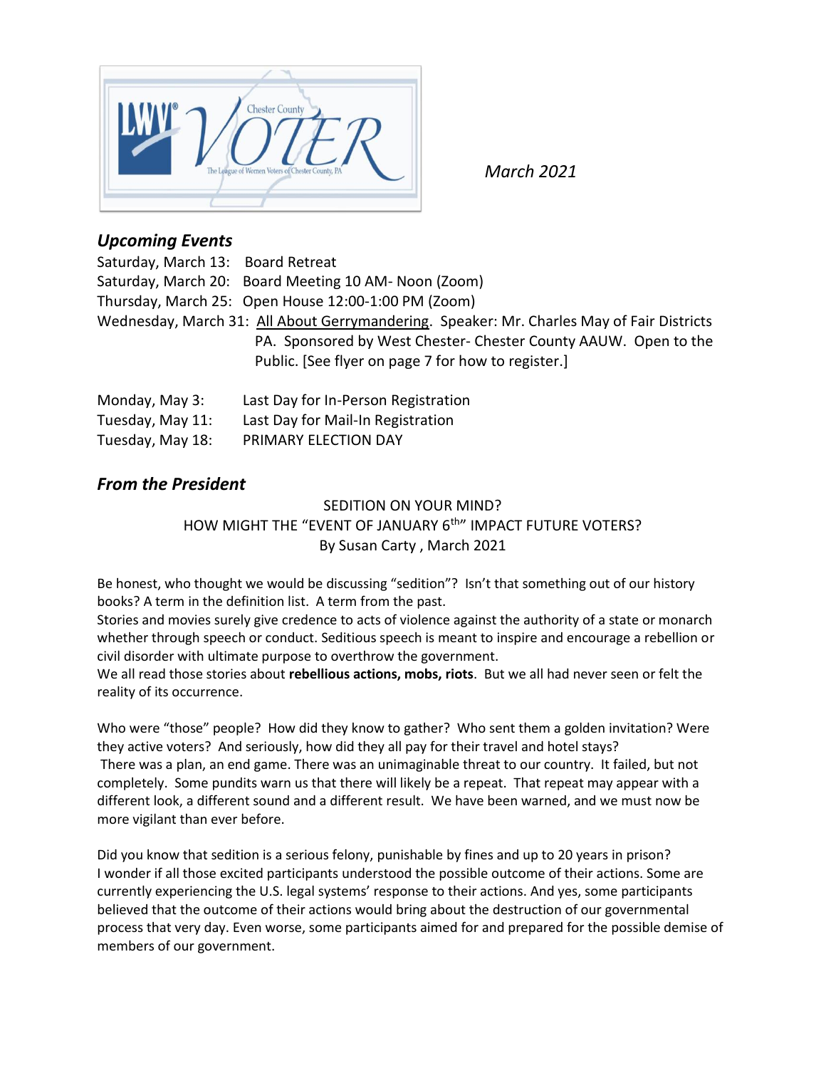LWV Chester County VOTER

The League of Women Voters of Chester County, PA

*March 2021*

## *Upcoming Events*

Saturday, March 13: Board Retreat
Saturday, March 20: Board Meeting 10 AM- Noon (Zoom)
Thursday, March 25: Open House 12:00-1:00 PM (Zoom)
Wednesday, March 31: All About Gerrymandering. Speaker: Mr. Charles May of Fair Districts PA. Sponsored by West Chester- Chester County AAUW. Open to the Public. [See flyer on page 7 for how to register.]

Monday, May 3: Last Day for In-Person Registration
Tuesday, May 11: Last Day for Mail-In Registration
Tuesday, May 18: PRIMARY ELECTION DAY

## *From the President*

SEDITION ON YOUR MIND?
HOW MIGHT THE "EVENT OF JANUARY 6th" IMPACT FUTURE VOTERS?
By Susan Carty , March 2021

Be honest, who thought we would be discussing "sedition"? Isn't that something out of our history books? A term in the definition list. A term from the past.
Stories and movies surely give credence to acts of violence against the authority of a state or monarch whether through speech or conduct. Seditious speech is meant to inspire and encourage a rebellion or civil disorder with ultimate purpose to overthrow the government.
We all read those stories about **rebellious actions, mobs, riots**. But we all had never seen or felt the reality of its occurrence.

Who were "those" people? How did they know to gather? Who sent them a golden invitation? Were they active voters? And seriously, how did they all pay for their travel and hotel stays?
There was a plan, an end game. There was an unimaginable threat to our country. It failed, but not completely. Some pundits warn us that there will likely be a repeat. That repeat may appear with a different look, a different sound and a different result. We have been warned, and we must now be more vigilant than ever before.

Did you know that sedition is a serious felony, punishable by fines and up to 20 years in prison?
I wonder if all those excited participants understood the possible outcome of their actions. Some are currently experiencing the U.S. legal systems' response to their actions. And yes, some participants believed that the outcome of their actions would bring about the destruction of our governmental process that very day. Even worse, some participants aimed for and prepared for the possible demise of members of our government.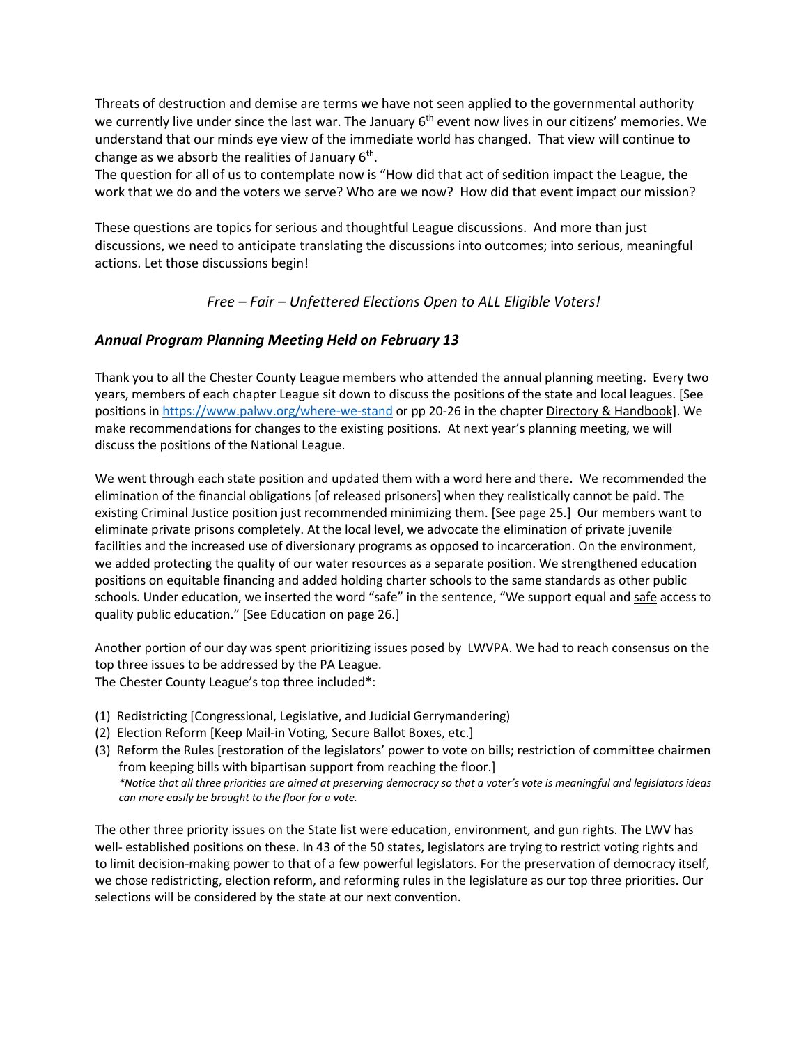Threats of destruction and demise are terms we have not seen applied to the governmental authority we currently live under since the last war. The January 6th event now lives in our citizens' memories. We understand that our minds eye view of the immediate world has changed. That view will continue to change as we absorb the realities of January 6th.

The question for all of us to contemplate now is "How did that act of sedition impact the League, the work that we do and the voters we serve? Who are we now? How did that event impact our mission?

These questions are topics for serious and thoughtful League discussions. And more than just discussions, we need to anticipate translating the discussions into outcomes; into serious, meaningful actions. Let those discussions begin!

*Free – Fair – Unfettered Elections Open to ALL Eligible Voters!*

### *Annual Program Planning Meeting Held on February 13*

Thank you to all the Chester County League members who attended the annual planning meeting. Every two years, members of each chapter League sit down to discuss the positions of the state and local leagues. [See positions in https://www.palwv.org/where-we-stand or pp 20-26 in the chapter Directory & Handbook]. We make recommendations for changes to the existing positions. At next year's planning meeting, we will discuss the positions of the National League.

We went through each state position and updated them with a word here and there. We recommended the elimination of the financial obligations [of released prisoners] when they realistically cannot be paid. The existing Criminal Justice position just recommended minimizing them. [See page 25.] Our members want to eliminate private prisons completely. At the local level, we advocate the elimination of private juvenile facilities and the increased use of diversionary programs as opposed to incarceration. On the environment, we added protecting the quality of our water resources as a separate position. We strengthened education positions on equitable financing and added holding charter schools to the same standards as other public schools. Under education, we inserted the word "safe" in the sentence, "We support equal and safe access to quality public education." [See Education on page 26.]

Another portion of our day was spent prioritizing issues posed by LWVPA. We had to reach consensus on the top three issues to be addressed by the PA League.
The Chester County League's top three included*:

(1) Redistricting [Congressional, Legislative, and Judicial Gerrymandering)
(2) Election Reform [Keep Mail-in Voting, Secure Ballot Boxes, etc.]
(3) Reform the Rules [restoration of the legislators' power to vote on bills; restriction of committee chairmen from keeping bills with bipartisan support from reaching the floor.]
*\*Notice that all three priorities are aimed at preserving democracy so that a voter's vote is meaningful and legislators ideas can more easily be brought to the floor for a vote.*

The other three priority issues on the State list were education, environment, and gun rights. The LWV has well- established positions on these. In 43 of the 50 states, legislators are trying to restrict voting rights and to limit decision-making power to that of a few powerful legislators. For the preservation of democracy itself, we chose redistricting, election reform, and reforming rules in the legislature as our top three priorities. Our selections will be considered by the state at our next convention.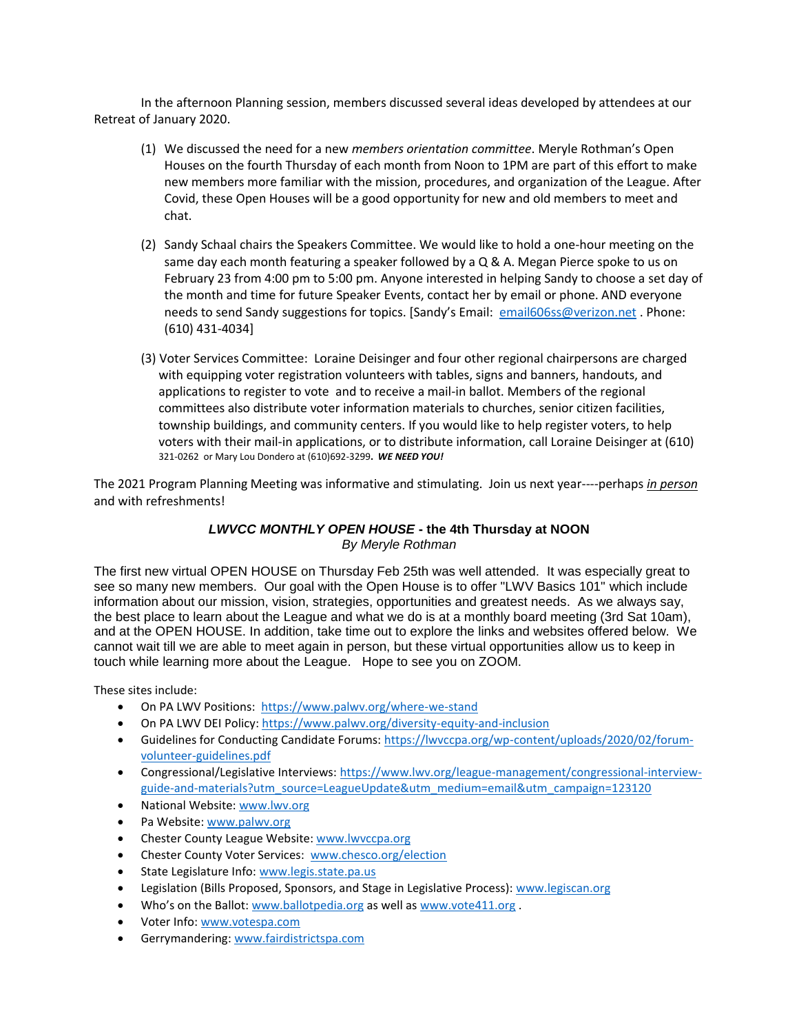In the afternoon Planning session, members discussed several ideas developed by attendees at our Retreat of January 2020.

(1) We discussed the need for a new *members orientation committee*. Meryle Rothman's Open Houses on the fourth Thursday of each month from Noon to 1PM are part of this effort to make new members more familiar with the mission, procedures, and organization of the League. After Covid, these Open Houses will be a good opportunity for new and old members to meet and chat.

(2) Sandy Schaal chairs the Speakers Committee. We would like to hold a one-hour meeting on the same day each month featuring a speaker followed by a Q & A. Megan Pierce spoke to us on February 23 from 4:00 pm to 5:00 pm. Anyone interested in helping Sandy to choose a set day of the month and time for future Speaker Events, contact her by email or phone. AND everyone needs to send Sandy suggestions for topics. [Sandy's Email: email606ss@verizon.net . Phone: (610) 431-4034]

(3) Voter Services Committee: Loraine Deisinger and four other regional chairpersons are charged with equipping voter registration volunteers with tables, signs and banners, handouts, and applications to register to vote and to receive a mail-in ballot. Members of the regional committees also distribute voter information materials to churches, senior citizen facilities, township buildings, and community centers. If you would like to help register voters, to help voters with their mail-in applications, or to distribute information, call Loraine Deisinger at (610) 321-0262 or Mary Lou Dondero at (610)692-3299. ***WE NEED YOU!***

The 2021 Program Planning Meeting was informative and stimulating. Join us next year----perhaps ***in person*** and with refreshments!

### *LWVCC MONTHLY OPEN HOUSE* - the 4th Thursday at NOON

*By Meryle Rothman*

The first new virtual OPEN HOUSE on Thursday Feb 25th was well attended. It was especially great to see so many new members. Our goal with the Open House is to offer "LWV Basics 101" which include information about our mission, vision, strategies, opportunities and greatest needs. As we always say, the best place to learn about the League and what we do is at a monthly board meeting (3rd Sat 10am), and at the OPEN HOUSE. In addition, take time out to explore the links and websites offered below. We cannot wait till we are able to meet again in person, but these virtual opportunities allow us to keep in touch while learning more about the League. Hope to see you on ZOOM.

These sites include:

- On PA LWV Positions: https://www.palwv.org/where-we-stand
- On PA LWV DEI Policy: https://www.palwv.org/diversity-equity-and-inclusion
- Guidelines for Conducting Candidate Forums: https://lwvccpa.org/wp-content/uploads/2020/02/forum-volunteer-guidelines.pdf
- Congressional/Legislative Interviews: https://www.lwv.org/league-management/congressional-interview-guide-and-materials?utm_source=LeagueUpdate&utm_medium=email&utm_campaign=123120
- National Website: www.lwv.org
- Pa Website: www.palwv.org
- Chester County League Website: www.lwvccpa.org
- Chester County Voter Services: www.chesco.org/election
- State Legislature Info: www.legis.state.pa.us
- Legislation (Bills Proposed, Sponsors, and Stage in Legislative Process): www.legiscan.org
- Who's on the Ballot: www.ballotpedia.org as well as www.vote411.org .
- Voter Info: www.votespa.com
- Gerrymandering: www.fairdistrictspa.com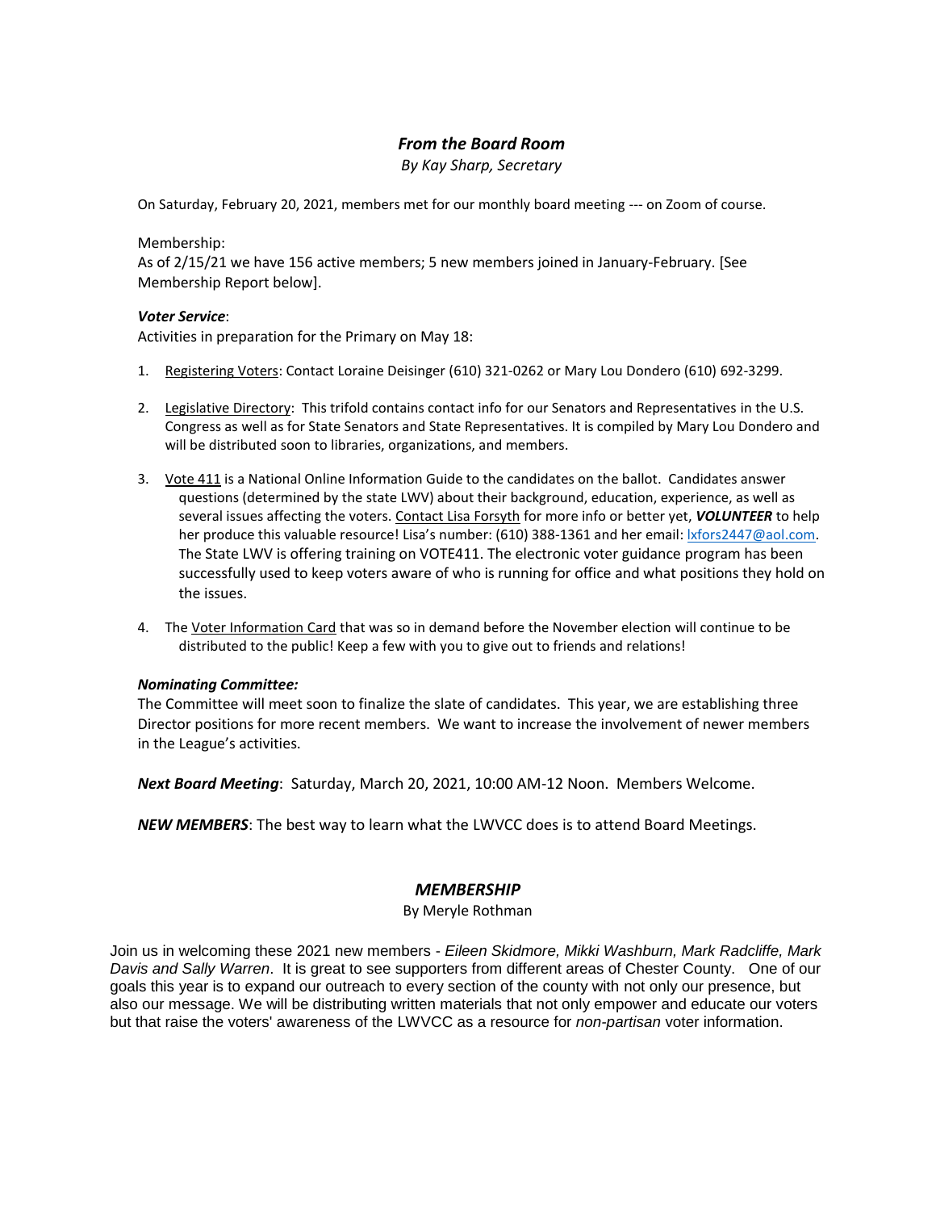## *From the Board Room*

*By Kay Sharp, Secretary*

On Saturday, February 20, 2021, members met for our monthly board meeting --- on Zoom of course.

Membership:
As of 2/15/21 we have 156 active members; 5 new members joined in January-February. [See Membership Report below].

***Voter Service***:
Activities in preparation for the Primary on May 18:

1. Registering Voters: Contact Loraine Deisinger (610) 321-0262 or Mary Lou Dondero (610) 692-3299.
2. Legislative Directory: This trifold contains contact info for our Senators and Representatives in the U.S. Congress as well as for State Senators and State Representatives. It is compiled by Mary Lou Dondero and will be distributed soon to libraries, organizations, and members.
3. Vote 411 is a National Online Information Guide to the candidates on the ballot. Candidates answer questions (determined by the state LWV) about their background, education, experience, as well as several issues affecting the voters. Contact Lisa Forsyth for more info or better yet, ***VOLUNTEER*** to help her produce this valuable resource! Lisa's number: (610) 388-1361 and her email: lxfors2447@aol.com. The State LWV is offering training on VOTE411. The electronic voter guidance program has been successfully used to keep voters aware of who is running for office and what positions they hold on the issues.
4. The Voter Information Card that was so in demand before the November election will continue to be distributed to the public! Keep a few with you to give out to friends and relations!

***Nominating Committee:***
The Committee will meet soon to finalize the slate of candidates. This year, we are establishing three Director positions for more recent members. We want to increase the involvement of newer members in the League's activities.

***Next Board Meeting***: Saturday, March 20, 2021, 10:00 AM-12 Noon. Members Welcome.

***NEW MEMBERS***: The best way to learn what the LWVCC does is to attend Board Meetings.

## *MEMBERSHIP*

By Meryle Rothman

Join us in welcoming these 2021 new members - *Eileen Skidmore, Mikki Washburn, Mark Radcliffe, Mark Davis and Sally Warren*. It is great to see supporters from different areas of Chester County. One of our goals this year is to expand our outreach to every section of the county with not only our presence, but also our message. We will be distributing written materials that not only empower and educate our voters but that raise the voters' awareness of the LWVCC as a resource for *non-partisan* voter information.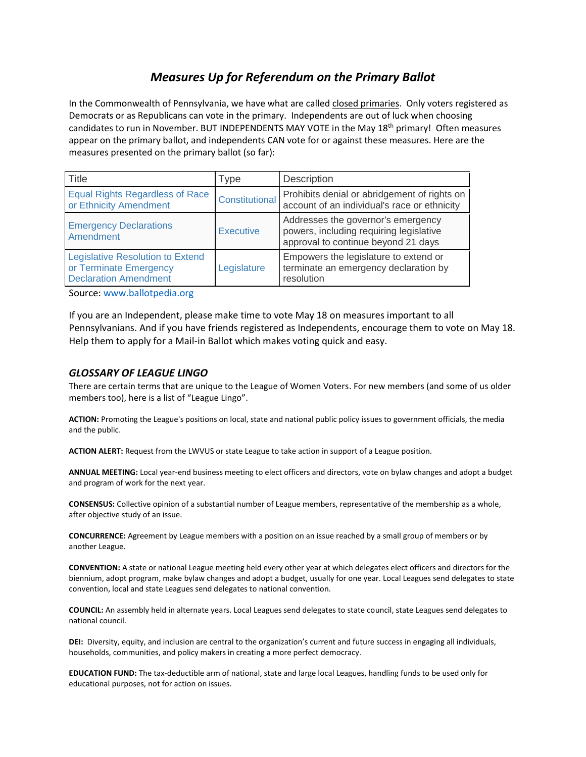# *Measures Up for Referendum on the Primary Ballot*

In the Commonwealth of Pennsylvania, we have what are called closed primaries. Only voters registered as Democrats or as Republicans can vote in the primary. Independents are out of luck when choosing candidates to run in November. BUT INDEPENDENTS MAY VOTE in the May 18th primary! Often measures appear on the primary ballot, and independents CAN vote for or against these measures. Here are the measures presented on the primary ballot (so far):

| Title | Type | Description |
|---|---|---|
| Equal Rights Regardless of Race or Ethnicity Amendment | Constitutional | Prohibits denial or abridgement of rights on account of an individual's race or ethnicity |
| Emergency Declarations Amendment | Executive | Addresses the governor's emergency powers, including requiring legislative approval to continue beyond 21 days |
| Legislative Resolution to Extend or Terminate Emergency Declaration Amendment | Legislature | Empowers the legislature to extend or terminate an emergency declaration by resolution |

Source: www.ballotpedia.org

If you are an Independent, please make time to vote May 18 on measures important to all Pennsylvanians. And if you have friends registered as Independents, encourage them to vote on May 18. Help them to apply for a Mail-in Ballot which makes voting quick and easy.

## *GLOSSARY OF LEAGUE LINGO*

There are certain terms that are unique to the League of Women Voters. For new members (and some of us older members too), here is a list of "League Lingo".

**ACTION:** Promoting the League's positions on local, state and national public policy issues to government officials, the media and the public.

**ACTION ALERT:** Request from the LWVUS or state League to take action in support of a League position.

**ANNUAL MEETING:** Local year-end business meeting to elect officers and directors, vote on bylaw changes and adopt a budget and program of work for the next year.

**CONSENSUS:** Collective opinion of a substantial number of League members, representative of the membership as a whole, after objective study of an issue.

**CONCURRENCE:** Agreement by League members with a position on an issue reached by a small group of members or by another League.

**CONVENTION:** A state or national League meeting held every other year at which delegates elect officers and directors for the biennium, adopt program, make bylaw changes and adopt a budget, usually for one year. Local Leagues send delegates to state convention, local and state Leagues send delegates to national convention.

**COUNCIL:** An assembly held in alternate years. Local Leagues send delegates to state council, state Leagues send delegates to national council.

**DEI:** Diversity, equity, and inclusion are central to the organization's current and future success in engaging all individuals, households, communities, and policy makers in creating a more perfect democracy.

**EDUCATION FUND:** The tax-deductible arm of national, state and large local Leagues, handling funds to be used only for educational purposes, not for action on issues.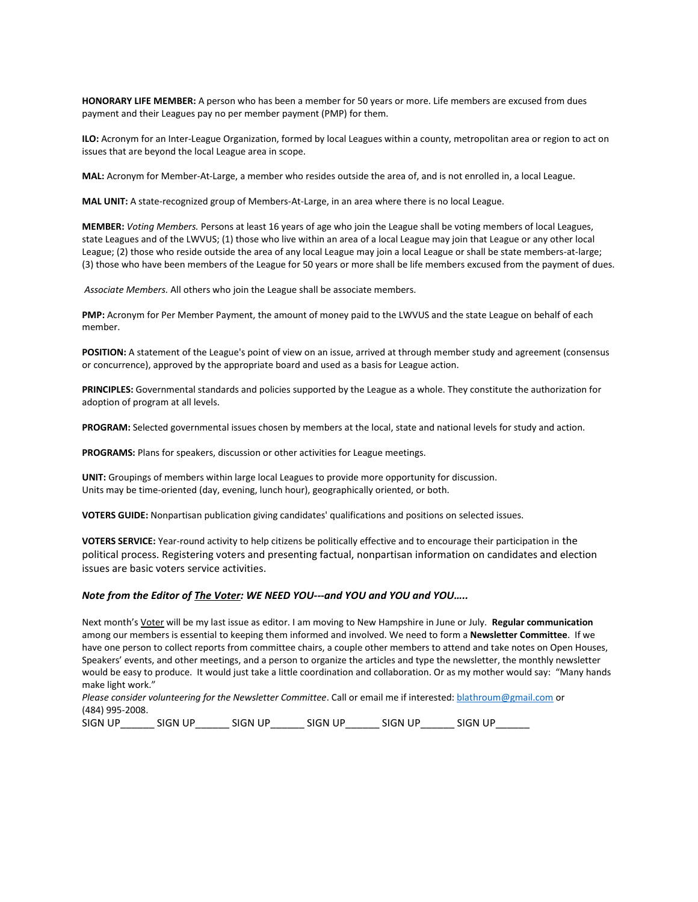**HONORARY LIFE MEMBER:** A person who has been a member for 50 years or more. Life members are excused from dues payment and their Leagues pay no per member payment (PMP) for them.

**ILO:** Acronym for an Inter-League Organization, formed by local Leagues within a county, metropolitan area or region to act on issues that are beyond the local League area in scope.

**MAL:** Acronym for Member-At-Large, a member who resides outside the area of, and is not enrolled in, a local League.

**MAL UNIT:** A state-recognized group of Members-At-Large, in an area where there is no local League.

**MEMBER:** *Voting Members.* Persons at least 16 years of age who join the League shall be voting members of local Leagues, state Leagues and of the LWVUS; (1) those who live within an area of a local League may join that League or any other local League; (2) those who reside outside the area of any local League may join a local League or shall be state members-at-large; (3) those who have been members of the League for 50 years or more shall be life members excused from the payment of dues.

*Associate Members.* All others who join the League shall be associate members.

**PMP:** Acronym for Per Member Payment, the amount of money paid to the LWVUS and the state League on behalf of each member.

**POSITION:** A statement of the League's point of view on an issue, arrived at through member study and agreement (consensus or concurrence), approved by the appropriate board and used as a basis for League action.

**PRINCIPLES:** Governmental standards and policies supported by the League as a whole. They constitute the authorization for adoption of program at all levels.

**PROGRAM:** Selected governmental issues chosen by members at the local, state and national levels for study and action.

**PROGRAMS:** Plans for speakers, discussion or other activities for League meetings.

**UNIT:** Groupings of members within large local Leagues to provide more opportunity for discussion. Units may be time-oriented (day, evening, lunch hour), geographically oriented, or both.

**VOTERS GUIDE:** Nonpartisan publication giving candidates' qualifications and positions on selected issues.

**VOTERS SERVICE:** Year-round activity to help citizens be politically effective and to encourage their participation in the political process. Registering voters and presenting factual, nonpartisan information on candidates and election issues are basic voters service activities.

***Note from the Editor of The Voter: WE NEED YOU---and YOU and YOU and YOU…..***

Next month's Voter will be my last issue as editor. I am moving to New Hampshire in June or July. **Regular communication** among our members is essential to keeping them informed and involved. We need to form a **Newsletter Committee**. If we have one person to collect reports from committee chairs, a couple other members to attend and take notes on Open Houses, Speakers' events, and other meetings, and a person to organize the articles and type the newsletter, the monthly newsletter would be easy to produce. It would just take a little coordination and collaboration. Or as my mother would say: "Many hands make light work."

*Please consider volunteering for the Newsletter Committee*. Call or email me if interested: blathroum@gmail.com or (484) 995-2008.

SIGN UP______ SIGN UP______ SIGN UP______ SIGN UP______ SIGN UP______ SIGN UP______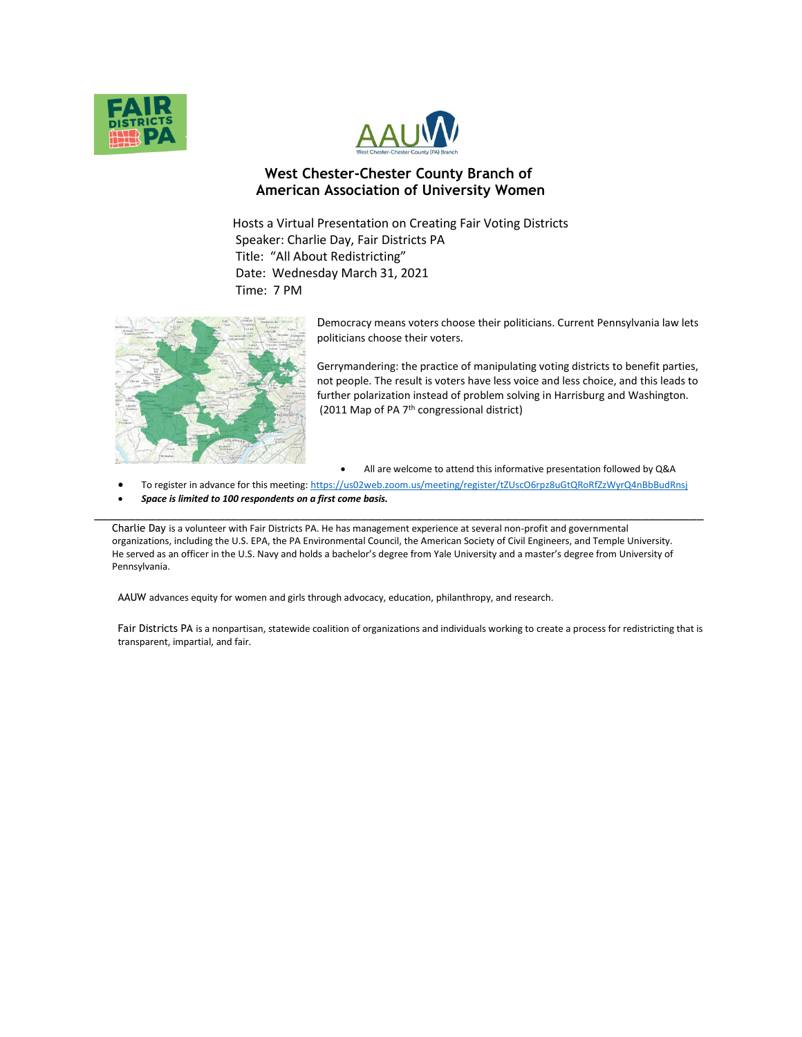## West Chester-Chester County Branch of American Association of University Women

Hosts a Virtual Presentation on Creating Fair Voting Districts
Speaker: Charlie Day, Fair Districts PA
Title: "All About Redistricting"
Date: Wednesday March 31, 2021
Time: 7 PM

Democracy means voters choose their politicians. Current Pennsylvania law lets politicians choose their voters.

Gerrymandering: the practice of manipulating voting districts to benefit parties, not people. The result is voters have less voice and less choice, and this leads to further polarization instead of problem solving in Harrisburg and Washington. (2011 Map of PA 7th congressional district)

- All are welcome to attend this informative presentation followed by Q&A
- To register in advance for this meeting: https://us02web.zoom.us/meeting/register/tZUscO6rpz8uGtQRoRfZzWyrQ4nBbBudRnsj
- ***Space is limited to 100 respondents on a first come basis.***

---

Charlie Day is a volunteer with Fair Districts PA. He has management experience at several non-profit and governmental organizations, including the U.S. EPA, the PA Environmental Council, the American Society of Civil Engineers, and Temple University. He served as an officer in the U.S. Navy and holds a bachelor's degree from Yale University and a master's degree from University of Pennsylvania.

AAUW advances equity for women and girls through advocacy, education, philanthropy, and research.

Fair Districts PA is a nonpartisan, statewide coalition of organizations and individuals working to create a process for redistricting that is transparent, impartial, and fair.